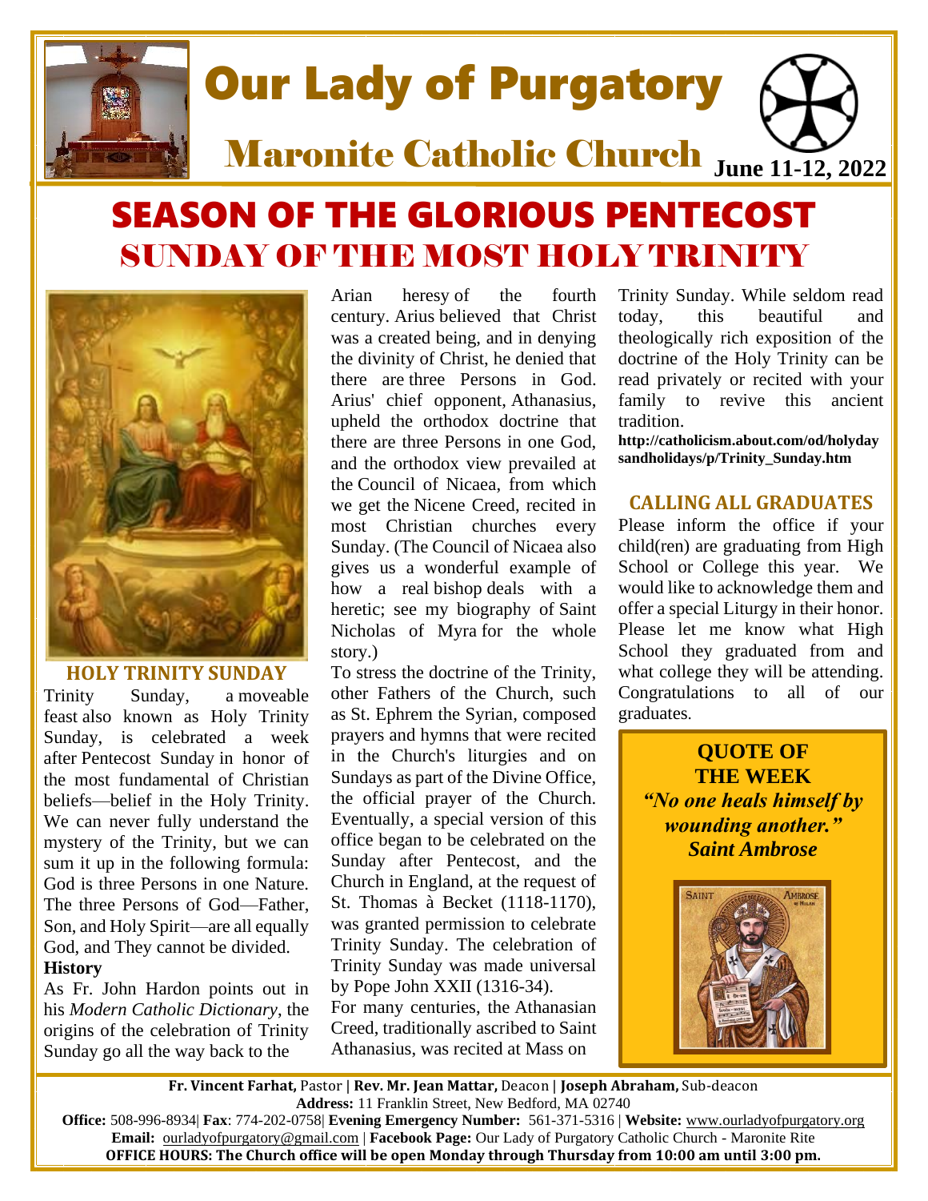# Our Lady of Purgatory

## Maronite Catholic Church

**June 11-12, 2022**

# SEASON OF THE GLORIOUS PENTECOST

# SUNDAY OF THE MOST HOLY TRINITY

### HOLY TRINITY SUNDAY

Trinity Sunday, a moveable feast also known as Holy Trinity Sunday, is celebrated a week after Pentecost Sunday in honor of the most fundamental of Christian beliefs—belief in the Holy Trinity. We can never fully understand the mystery of the Trinity, but we can sum it up in the following formula: God is three Persons in one Nature. The three Persons of God—Father, Son, and Holy Spirit—are all equally God, and They cannot be divided.

**History**

As Fr. John Hardon points out in his *Modern Catholic Dictionary*, the origins of the celebration of Trinity Sunday go all the way back to the Arian heresy of the fourth century. Arius believed that Christ was a created being, and in denying the divinity of Christ, he denied that there are three Persons in God. Arius' chief opponent, Athanasius, upheld the orthodox doctrine that there are three Persons in one God, and the orthodox view prevailed at the Council of Nicaea, from which we get the Nicene Creed, recited in most Christian churches every Sunday. (The Council of Nicaea also gives us a wonderful example of how a real bishop deals with a heretic; see my biography of Saint Nicholas of Myra for the whole story.)

To stress the doctrine of the Trinity, other Fathers of the Church, such as St. Ephrem the Syrian, composed prayers and hymns that were recited in the Church's liturgies and on Sundays as part of the Divine Office, the official prayer of the Church. Eventually, a special version of this office began to be celebrated on the Sunday after Pentecost, and the Church in England, at the request of St. Thomas à Becket (1118-1170), was granted permission to celebrate Trinity Sunday. The celebration of Trinity Sunday was made universal by Pope John XXII (1316-34).

For many centuries, the Athanasian Creed, traditionally ascribed to Saint Athanasius, was recited at Mass on Trinity Sunday. While seldom read today, this beautiful and theologically rich exposition of the doctrine of the Holy Trinity can be read privately or recited with your family to revive this ancient tradition.

**http://catholicism.about.com/od/holydaysandholidays/p/Trinity_Sunday.htm**

### CALLING ALL GRADUATES

Please inform the office if your child(ren) are graduating from High School or College this year. We would like to acknowledge them and offer a special Liturgy in their honor. Please let me know what High School they graduated from and what college they will be attending. Congratulations to all of our graduates.

**QUOTE OF THE WEEK**

***"No one heals himself by wounding another."***

***Saint Ambrose***

SAINT AMBROSE of Milan

---

**Fr. Vincent Farhat,** Pastor | **Rev. Mr. Jean Mattar,** Deacon | **Joseph Abraham,** Sub-deacon

**Address:** 11 Franklin Street, New Bedford, MA 02740

**Office:** 508-996-8934| **Fax**: 774-202-0758| **Evening Emergency Number:** 561-371-5316 | **Website:** www.ourladyofpurgatory.org

**Email:** ourladyofpurgatory@gmail.com | **Facebook Page:** Our Lady of Purgatory Catholic Church - Maronite Rite

**OFFICE HOURS: The Church office will be open Monday through Thursday from 10:00 am until 3:00 pm.**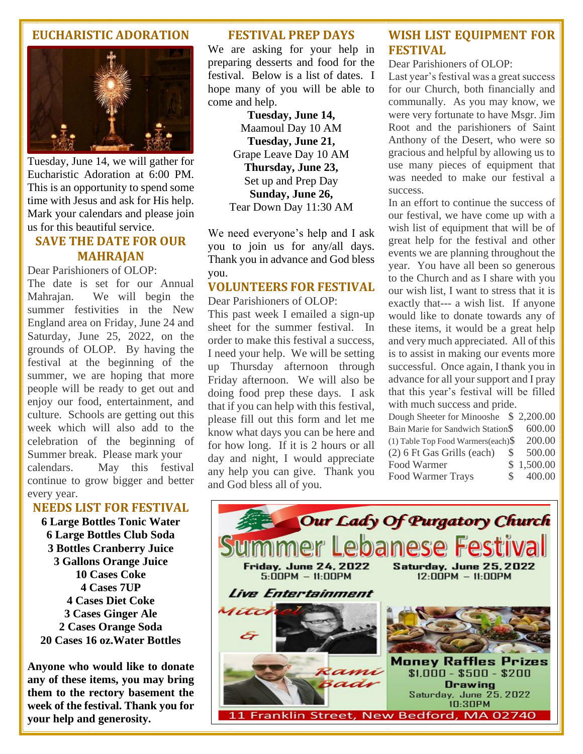## EUCHARISTIC ADORATION

Tuesday, June 14, we will gather for Eucharistic Adoration at 6:00 PM. This is an opportunity to spend some time with Jesus and ask for His help. Mark your calendars and please join us for this beautiful service.

## SAVE THE DATE FOR OUR MAHRAJAN

Dear Parishioners of OLOP:

The date is set for our Annual Mahrajan. We will begin the summer festivities in the New England area on Friday, June 24 and Saturday, June 25, 2022, on the grounds of OLOP. By having the festival at the beginning of the summer, we are hoping that more people will be ready to get out and enjoy our food, entertainment, and culture. Schools are getting out this week which will also add to the celebration of the beginning of Summer break. Please mark your calendars. May this festival continue to grow bigger and better every year.

## NEEDS LIST FOR FESTIVAL

**6 Large Bottles Tonic Water**
**6 Large Bottles Club Soda**
**3 Bottles Cranberry Juice**
**3 Gallons Orange Juice**
**10 Cases Coke**
**4 Cases 7UP**
**4 Cases Diet Coke**
**3 Cases Ginger Ale**
**2 Cases Orange Soda**
**20 Cases 16 oz.Water Bottles**

**Anyone who would like to donate any of these items, you may bring them to the rectory basement the week of the festival. Thank you for your help and generosity.**

## FESTIVAL PREP DAYS

We are asking for your help in preparing desserts and food for the festival. Below is a list of dates. I hope many of you will be able to come and help.

**Tuesday, June 14,**
Maamoul Day 10 AM
**Tuesday, June 21,**
Grape Leave Day 10 AM
**Thursday, June 23,**
Set up and Prep Day
**Sunday, June 26,**
Tear Down Day 11:30 AM

We need everyone's help and I ask you to join us for any/all days. Thank you in advance and God bless you.

## VOLUNTEERS FOR FESTIVAL

Dear Parishioners of OLOP:

This past week I emailed a sign-up sheet for the summer festival. In order to make this festival a success, I need your help. We will be setting up Thursday afternoon through Friday afternoon. We will also be doing food prep these days. I ask that if you can help with this festival, please fill out this form and let me know what days you can be here and for how long. If it is 2 hours or all day and night, I would appreciate any help you can give. Thank you and God bless all of you.

## WISH LIST EQUIPMENT FOR FESTIVAL

Dear Parishioners of OLOP:

Last year's festival was a great success for our Church, both financially and communally. As you may know, we were very fortunate to have Msgr. Jim Root and the parishioners of Saint Anthony of the Desert, who were so gracious and helpful by allowing us to use many pieces of equipment that was needed to make our festival a success.

In an effort to continue the success of our festival, we have come up with a wish list of equipment that will be of great help for the festival and other events we are planning throughout the year. You have all been so generous to the Church and as I share with you our wish list, I want to stress that it is exactly that--- a wish list. If anyone would like to donate towards any of these items, it would be a great help and very much appreciated. All of this is to assist in making our events more successful. Once again, I thank you in advance for all your support and I pray that this year's festival will be filled with much success and pride.

| Item | Price |
|---|---|
| Dough Sheeter for Minooshe | $ 2,200.00 |
| Bain Marie for Sandwich Station | $ 600.00 |
| (1) Table Top Food Warmers(each) | $ 200.00 |
| (2) 6 Ft Gas Grills (each) | $ 500.00 |
| Food Warmer | $ 1,500.00 |
| Food Warmer Trays | $ 400.00 |

**Our Lady Of Purgatory Church**

**Summer Lebanese Festival**

Friday, June 24, 2022
5:00PM – 11:00PM

Saturday, June 25, 2022
12:00PM – 11:00PM

*Live Entertainment*

Mitchel & Rami Badr

**Money Raffles Prizes**
$1,000 - $500 - $200
**Drawing**
Saturday, June 25, 2022
10:30PM

11 Franklin Street, New Bedford, MA 02740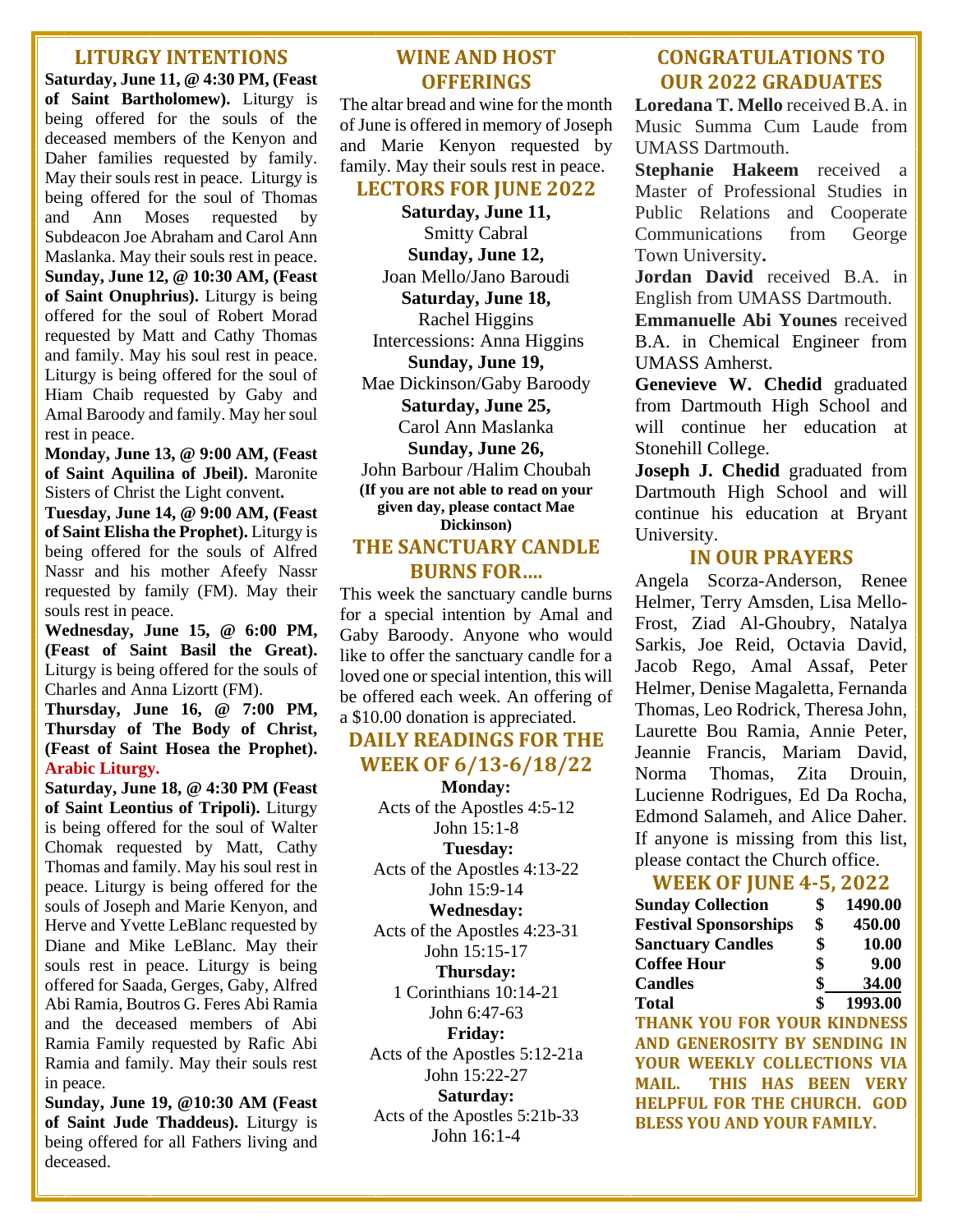## LITURGY INTENTIONS

**Saturday, June 11, @ 4:30 PM, (Feast of Saint Bartholomew).** Liturgy is being offered for the souls of the deceased members of the Kenyon and Daher families requested by family. May their souls rest in peace. Liturgy is being offered for the soul of Thomas and Ann Moses requested by Subdeacon Joe Abraham and Carol Ann Maslanka. May their souls rest in peace.

**Sunday, June 12, @ 10:30 AM, (Feast of Saint Onuphrius).** Liturgy is being offered for the soul of Robert Morad requested by Matt and Cathy Thomas and family. May his soul rest in peace. Liturgy is being offered for the soul of Hiam Chaib requested by Gaby and Amal Baroody and family. May her soul rest in peace.

**Monday, June 13, @ 9:00 AM, (Feast of Saint Aquilina of Jbeil).** Maronite Sisters of Christ the Light convent**.**

**Tuesday, June 14, @ 9:00 AM, (Feast of Saint Elisha the Prophet).** Liturgy is being offered for the souls of Alfred Nassr and his mother Afeefy Nassr requested by family (FM). May their souls rest in peace.

**Wednesday, June 15, @ 6:00 PM, (Feast of Saint Basil the Great).** Liturgy is being offered for the souls of Charles and Anna Lizortt (FM).

**Thursday, June 16, @ 7:00 PM, Thursday of The Body of Christ, (Feast of Saint Hosea the Prophet). Arabic Liturgy.**

**Saturday, June 18, @ 4:30 PM (Feast of Saint Leontius of Tripoli).** Liturgy is being offered for the soul of Walter Chomak requested by Matt, Cathy Thomas and family. May his soul rest in peace. Liturgy is being offered for the souls of Joseph and Marie Kenyon, and Herve and Yvette LeBlanc requested by Diane and Mike LeBlanc. May their souls rest in peace. Liturgy is being offered for Saada, Gerges, Gaby, Alfred Abi Ramia, Boutros G. Feres Abi Ramia and the deceased members of Abi Ramia Family requested by Rafic Abi Ramia and family. May their souls rest in peace.

**Sunday, June 19, @10:30 AM (Feast of Saint Jude Thaddeus).** Liturgy is being offered for all Fathers living and deceased.

## WINE AND HOST OFFERINGS

The altar bread and wine for the month of June is offered in memory of Joseph and Marie Kenyon requested by family. May their souls rest in peace.

## LECTORS FOR JUNE 2022

**Saturday, June 11,**
Smitty Cabral
**Sunday, June 12,**
Joan Mello/Jano Baroudi
**Saturday, June 18,**
Rachel Higgins
Intercessions: Anna Higgins
**Sunday, June 19,**
Mae Dickinson/Gaby Baroody
**Saturday, June 25,**
Carol Ann Maslanka
**Sunday, June 26,**
John Barbour /Halim Choubah
**(If you are not able to read on your given day, please contact Mae Dickinson)**

## THE SANCTUARY CANDLE BURNS FOR….

This week the sanctuary candle burns for a special intention by Amal and Gaby Baroody. Anyone who would like to offer the sanctuary candle for a loved one or special intention, this will be offered each week. An offering of a $10.00 donation is appreciated.

## DAILY READINGS FOR THE WEEK OF 6/13-6/18/22

**Monday:**
Acts of the Apostles 4:5-12
John 15:1-8
**Tuesday:**
Acts of the Apostles 4:13-22
John 15:9-14
**Wednesday:**
Acts of the Apostles 4:23-31
John 15:15-17
**Thursday:**
1 Corinthians 10:14-21
John 6:47-63
**Friday:**
Acts of the Apostles 5:12-21a
John 15:22-27
**Saturday:**
Acts of the Apostles 5:21b-33
John 16:1-4

## CONGRATULATIONS TO OUR 2022 GRADUATES

**Loredana T. Mello** received B.A. in Music Summa Cum Laude from UMASS Dartmouth.

**Stephanie Hakeem** received a Master of Professional Studies in Public Relations and Cooperate Communications from George Town University**.**

**Jordan David** received B.A. in English from UMASS Dartmouth.

**Emmanuelle Abi Younes** received B.A. in Chemical Engineer from UMASS Amherst.

**Genevieve W. Chedid** graduated from Dartmouth High School and will continue her education at Stonehill College.

**Joseph J. Chedid** graduated from Dartmouth High School and will continue his education at Bryant University.

## IN OUR PRAYERS

Angela Scorza-Anderson, Renee Helmer, Terry Amsden, Lisa Mello-Frost, Ziad Al-Ghoubry, Natalya Sarkis, Joe Reid, Octavia David, Jacob Rego, Amal Assaf, Peter Helmer, Denise Magaletta, Fernanda Thomas, Leo Rodrick, Theresa John, Laurette Bou Ramia, Annie Peter, Jeannie Francis, Mariam David, Norma Thomas, Zita Drouin, Lucienne Rodrigues, Ed Da Rocha, Edmond Salameh, and Alice Daher. If anyone is missing from this list, please contact the Church office.

## WEEK OF JUNE 4-5, 2022

| | | |
|---|---|---|
| **Sunday Collection** | **$** | **1490.00** |
| **Festival Sponsorships** | **$** | **450.00** |
| **Sanctuary Candles** | **$** | **10.00** |
| **Coffee Hour** | **$** | **9.00** |
| **Candles** | **$** | **34.00** |
| **Total** | **$** | **1993.00** |

**THANK YOU FOR YOUR KINDNESS AND GENEROSITY BY SENDING IN YOUR WEEKLY COLLECTIONS VIA MAIL. THIS HAS BEEN VERY HELPFUL FOR THE CHURCH. GOD BLESS YOU AND YOUR FAMILY.**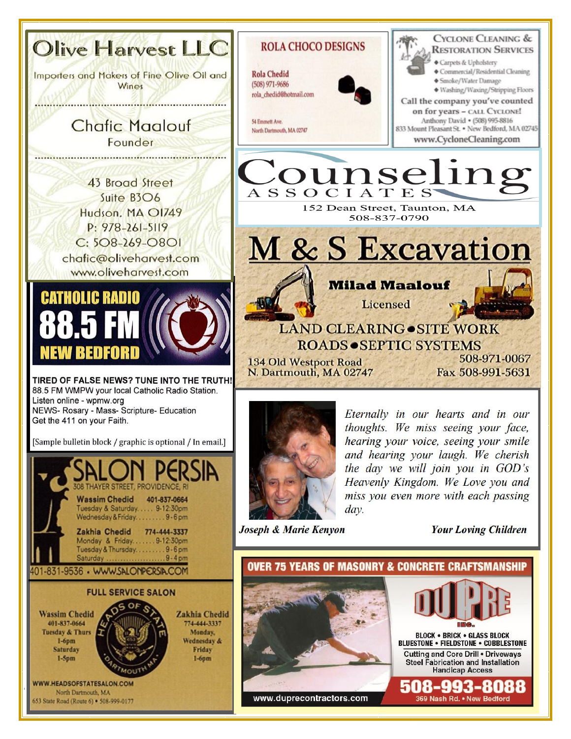## Olive Harvest LLC

Importers and Makers of Fine Olive Oil and Wines

Chafic Maalouf
Founder

43 Broad Street
Suite B306
Hudson, MA 01749
P: 978-261-5119
C: 508-269-0801
chafic@oliveharvest.com
www.oliveharvest.com

## CATHOLIC RADIO 88.5 FM NEW BEDFORD

**TIRED OF FALSE NEWS? TUNE INTO THE TRUTH!**
88.5 FM WMPW your local Catholic Radio Station.
Listen online - wpmw.org
NEWS- Rosary - Mass- Scripture- Education
Get the 411 on your Faith.

[Sample bulletin block / graphic is optional / In email.]

## SALON PERSIA

308 THAYER STREET, PROVIDENCE, RI

**Wassim Chedid** 401-837-0664
Tuesday & Saturday...... 9-12:30pm
Wednesday & Friday.......... 9-6pm

**Zakhia Chedid** 774-444-3337
Monday & Friday........ 9-12:30pm
Tuesday & Thursday.......... 9-6pm
Saturday ........................ 9-4pm

401-831-9536 • WWW.SALONPERSIA.COM

## FULL SERVICE SALON

HEADS OF STATE — DARTMOUTH MA

**Wassim Chedid**
401-837-0664
Tuesday & Thurs
1-6pm
Saturday
1-5pm

**Zakhia Chedid**
774-444-3337
Monday,
Wednesday &
Friday
1-6pm

WWW.HEADSOFSTATESALON.COM
North Dartmouth, MA
653 State Road (Route 6) • 508-999-0177

## ROLA CHOCO DESIGNS

Rola Chedid
(508) 971-9686
rola_chedid@hotmail.com

54 Emmett Ave.
North Dartmouth, MA 02747

## Cyclone Cleaning & Restoration Services

- Carpets & Upholstery
- Commercial/Residential Cleaning
- Smoke/Water Damage
- Washing/Waxing/Stripping Floors

Call the company you've counted on for years – CALL CYCLONE!
Anthony David • (508) 995-8816
833 Mount Pleasant St. • New Bedford, MA 02745
www.CycloneCleaning.com

## Counseling Associates

152 Dean Street, Taunton, MA
508-837-0790

## M & S Excavation

**Milad Maalouf**
Licensed

LAND CLEARING • SITE WORK
ROADS • SEPTIC SYSTEMS

134 Old Westport Road
N. Dartmouth, MA 02747
508-971-0067
Fax 508-991-5631

*Eternally in our hearts and in our thoughts. We miss seeing your face, hearing your voice, seeing your smile and hearing your laugh. We cherish the day we will join you in GOD's Heavenly Kingdom. We Love you and miss you even more with each passing day.*

***Joseph & Marie Kenyon*** ***Your Loving Children***

## OVER 75 YEARS OF MASONRY & CONCRETE CRAFTSMANSHIP

DUPRE INC.

BLOCK • BRICK • GLASS BLOCK
BLUESTONE • FIELDSTONE • COBBLESTONE
Cutting and Core Drill • Driveways
Steel Fabrication and Installation
Handicap Access

508-993-8088
369 Nash Rd. • New Bedford

www.duprecontractors.com